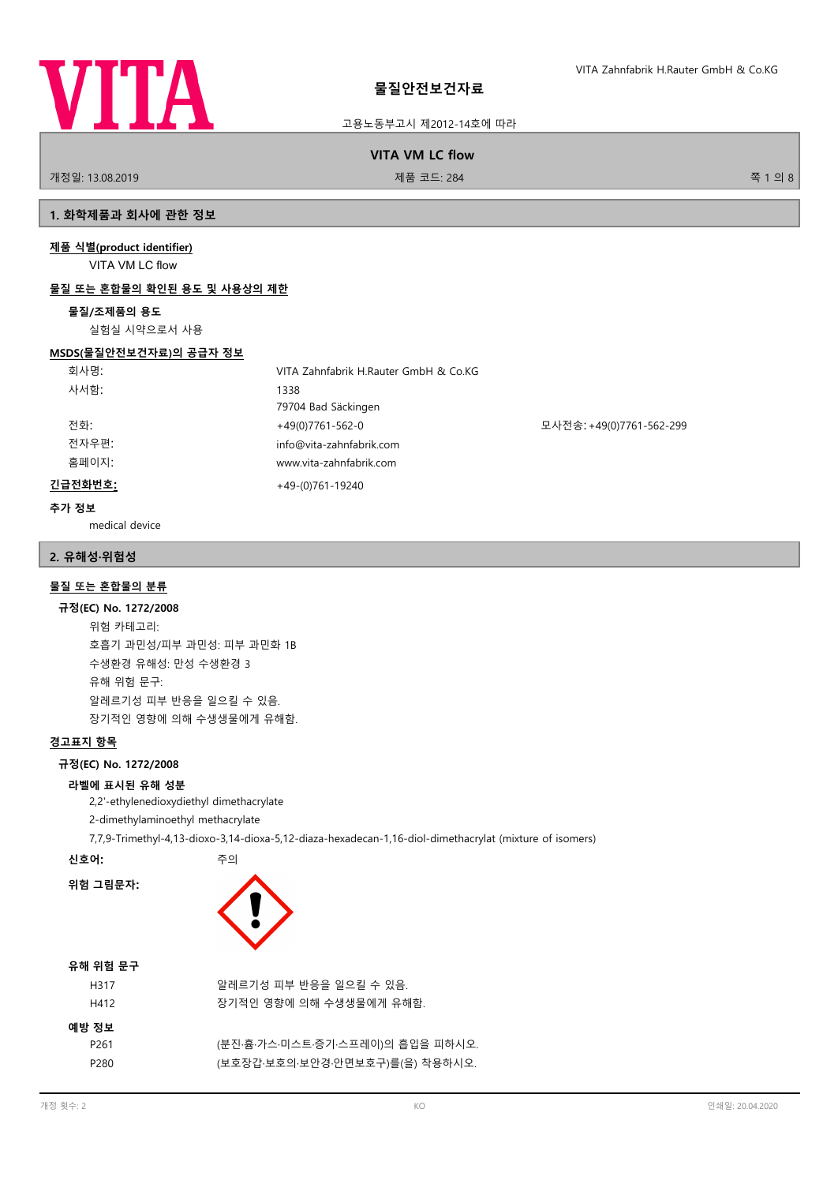# 물질안전보건자료

고용노동부고시 제2012-14호에 따라

**VITA VM LC flow**

개정일: 13.08.2019 | 제품 코드: 284

## 1. 화학제품과 회사에 관한 정보

**제품 식별(product identifier)**

VITA VM LC flow

**물질 또는 혼합물의 확인된 용도 및 사용상의 제한**

**물질/조제품의 용도**

실험실 시약으로서 사용

**MSDS(물질안전보건자료)의 공급자 정보**

| | | |
|---|---|---|
| 회사명: | VITA Zahnfabrik H.Rauter GmbH & Co.KG | |
| 사서함: | 1338<br>79704 Bad Säckingen | |
| 전화: | +49(0)7761-562-0 | 모사전송: +49(0)7761-562-299 |
| 전자우편: | info@vita-zahnfabrik.com | |
| 홈페이지: | www.vita-zahnfabrik.com | |
| **긴급전화번호:** | +49-(0)761-19240 | |

**추가 정보**

medical device

## 2. 유해성·위험성

**물질 또는 혼합물의 분류**

**규정(EC) No. 1272/2008**

위험 카테고리:
호흡기 과민성/피부 과민성: 피부 과민화 1B
수생환경 유해성: 만성 수생환경 3
유해 위험 문구:
알레르기성 피부 반응을 일으킬 수 있음.
장기적인 영향에 의해 수생생물에게 유해함.

**경고표지 항목**

**규정(EC) No. 1272/2008**

**라벨에 표시된 유해 성분**

2,2'-ethylenedioxydiethyl dimethacrylate
2-dimethylaminoethyl methacrylate
7,7,9-Trimethyl-4,13-dioxo-3,14-dioxa-5,12-diaza-hexadecan-1,16-diol-dimethacrylat (mixture of isomers)

**신호어:** 주의

**위험 그림문자:**

**유해 위험 문구**

| | |
|---|---|
| H317 | 알레르기성 피부 반응을 일으킬 수 있음. |
| H412 | 장기적인 영향에 의해 수생생물에게 유해함. |

**예방 정보**

| | |
|---|---|
| P261 | (분진·흄·가스·미스트·증기·스프레이)의 흡입을 피하시오. |
| P280 | (보호장갑·보호의·보안경·안면보호구)를(을) 착용하시오. |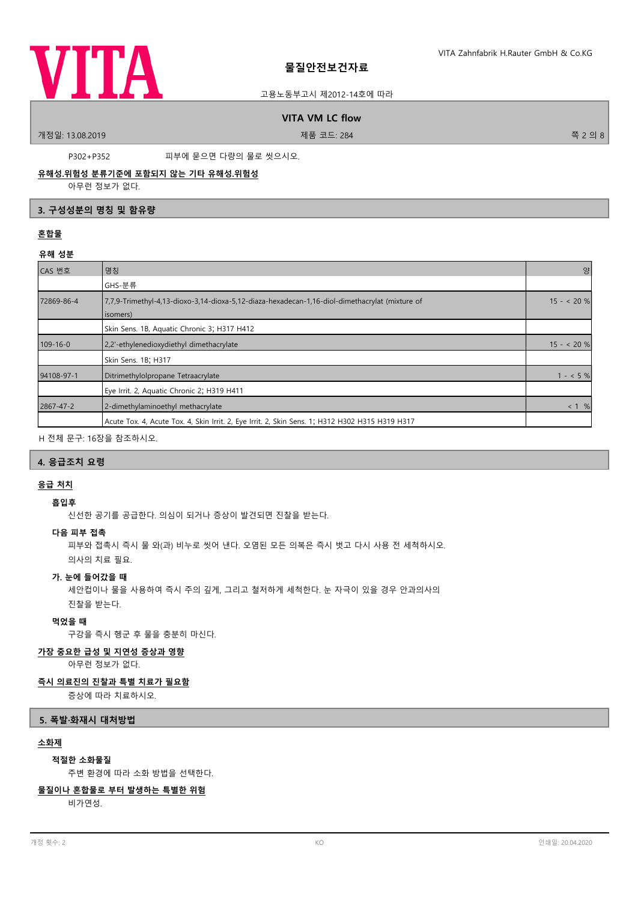P302+P352 피부에 묻으면 다량의 물로 씻으시오.

**유해성.위험성 분류기준에 포함되지 않는 기타 유해성.위험성**

아무런 정보가 없다.

## 3. 구성성분의 명칭 및 함유량

**혼합물**

**유해 성분**

| CAS 번호 | 명칭 | 양 |
|---|---|---|
| | GHS-분류 | |
| 72869-86-4 | 7,7,9-Trimethyl-4,13-dioxo-3,14-dioxa-5,12-diaza-hexadecan-1,16-diol-dimethacrylat (mixture of isomers) | 15 - < 20 % |
| | Skin Sens. 1B, Aquatic Chronic 3; H317 H412 | |
| 109-16-0 | 2,2'-ethylenedioxydiethyl dimethacrylate | 15 - < 20 % |
| | Skin Sens. 1B; H317 | |
| 94108-97-1 | Ditrimethylolpropane Tetraacrylate | 1 - < 5 % |
| | Eye Irrit. 2, Aquatic Chronic 2; H319 H411 | |
| 2867-47-2 | 2-dimethylaminoethyl methacrylate | < 1 % |
| | Acute Tox. 4, Acute Tox. 4, Skin Irrit. 2, Eye Irrit. 2, Skin Sens. 1; H312 H302 H315 H319 H317 | |

H 전체 문구: 16장을 참조하시오.

## 4. 응급조치 요령

**응급 처치**

**흡입후**

신선한 공기를 공급한다. 의심이 되거나 증상이 발견되면 진찰을 받는다.

**다음 피부 접촉**

피부와 접촉시 즉시 물 와(과) 비누로 씻어 낸다. 오염된 모든 의복은 즉시 벗고 다시 사용 전 세척하시오.
의사의 치료 필요.

**가. 눈에 들어갔을 때**

세안컵이나 물을 사용하여 즉시 주의 깊게, 그리고 철저하게 세척한다. 눈 자극이 있을 경우 안과의사의 진찰을 받는다.

**먹었을 때**

구강을 즉시 헹군 후 물을 충분히 마신다.

**가장 중요한 급성 및 지연성 증상과 영향**

아무런 정보가 없다.

**즉시 의료진의 진찰과 특별 치료가 필요함**

증상에 따라 치료하시오.

## 5. 폭발·화재시 대처방법

**소화제**

**적절한 소화물질**

주변 환경에 따라 소화 방법을 선택한다.

**물질이나 혼합물로 부터 발생하는 특별한 위험**

비가연성.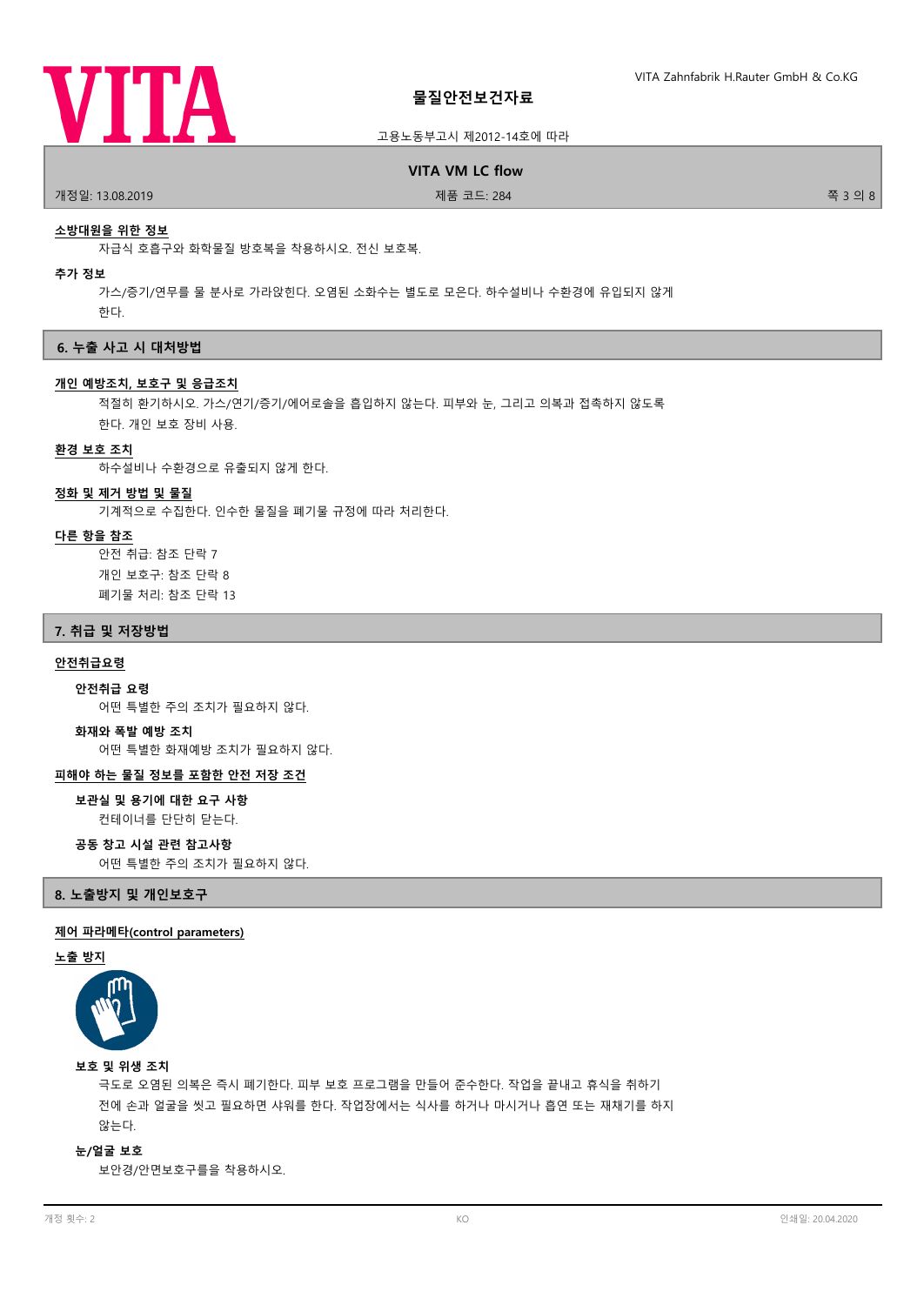**소방대원을 위한 정보**

자급식 호흡구와 화학물질 방호복을 착용하시오. 전신 보호복.

**추가 정보**

가스/증기/연무를 물 분사로 가라앉힌다. 오염된 소화수는 별도로 모은다. 하수설비나 수환경에 유입되지 않게 한다.

## 6. 누출 사고 시 대처방법

**개인 예방조치, 보호구 및 응급조치**

적절히 환기하시오. 가스/연기/증기/에어로솔을 흡입하지 않는다. 피부와 눈, 그리고 의복과 접촉하지 않도록 한다. 개인 보호 장비 사용.

**환경 보호 조치**

하수설비나 수환경으로 유출되지 않게 한다.

**정화 및 제거 방법 및 물질**

기계적으로 수집한다. 인수한 물질을 폐기물 규정에 따라 처리한다.

**다른 항을 참조**

안전 취급: 참조 단락 7
개인 보호구: 참조 단락 8
폐기물 처리: 참조 단락 13

## 7. 취급 및 저장방법

**안전취급요령**

**안전취급 요령**

어떤 특별한 주의 조치가 필요하지 않다.

**화재와 폭발 예방 조치**

어떤 특별한 화재예방 조치가 필요하지 않다.

**피해야 하는 물질 정보를 포함한 안전 저장 조건**

**보관실 및 용기에 대한 요구 사항**

컨테이너를 단단히 닫는다.

**공동 창고 시설 관련 참고사항**

어떤 특별한 주의 조치가 필요하지 않다.

## 8. 노출방지 및 개인보호구

**제어 파라메타(control parameters)**

**노출 방지**

**보호 및 위생 조치**

극도로 오염된 의복은 즉시 폐기한다. 피부 보호 프로그램을 만들어 준수한다. 작업을 끝내고 휴식을 취하기 전에 손과 얼굴을 씻고 필요하면 샤워를 한다. 작업장에서는 식사를 하거나 마시거나 흡연 또는 재채기를 하지 않는다.

**눈/얼굴 보호**

보안경/안면보호구를을 착용하시오.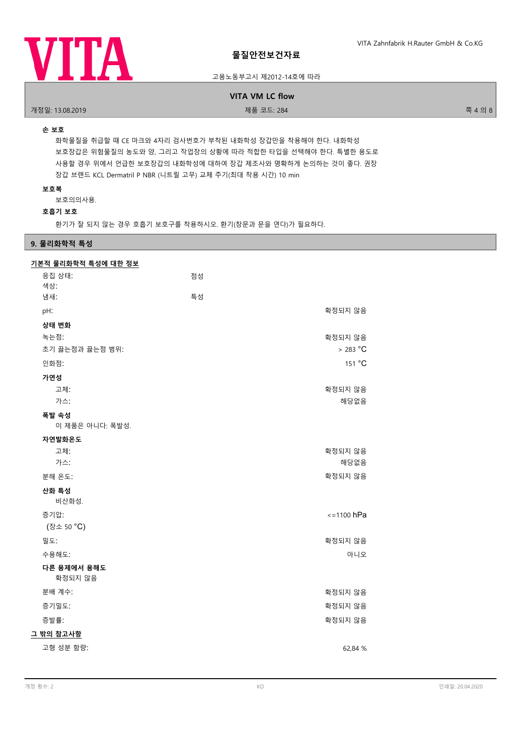**손 보호**

화학물질을 취급할 때 CE 마크와 4자리 검사번호가 부착된 내화학성 장갑만을 착용해야 한다. 내화학성 보호장갑은 위험물질의 농도와 양, 그리고 작업장의 상황에 따라 적합한 타입을 선택해야 한다. 특별한 용도로 사용할 경우 위에서 언급한 보호장갑의 내화학성에 대하여 장갑 제조사와 명확하게 논의하는 것이 좋다. 권장 장갑 브랜드 KCL Dermatril P NBR (니트릴 고무) 교체 주기(최대 착용 시간) 10 min

**보호복**

보호의의사용.

**호흡기 보호**

환기가 잘 되지 않는 경우 호흡기 보호구를 착용하시오. 환기(창문과 문을 연다)가 필요하다.

## 9. 물리화학적 특성

**기본적 물리화학적 특성에 대한 정보**

| | | |
|---|---|---|
| 응집 상태: | 점성 | |
| 색상: | | |
| 냄새: | 특성 | |
| pH: | | 확정되지 않음 |
| **상태 변화** | | |
| 녹는점: | | 확정되지 않음 |
| 초기 끓는점과 끓는점 범위: | | > 283 °C |
| 인화점: | | 151 °C |
| **가연성** | | |
| 고체: | | 확정되지 않음 |
| 가스: | | 해당없음 |
| **폭발 속성** | | |
| 이 제품은 아니다: 폭발성. | | |
| **자연발화온도** | | |
| 고체: | | 확정되지 않음 |
| 가스: | | 해당없음 |
| 분해 온도: | | 확정되지 않음 |
| **산화 특성** | | |
| 비산화성. | | |
| 증기압: (장소 50 °C) | | <=1100 hPa |
| 밀도: | | 확정되지 않음 |
| 수용해도: | | 아니오 |
| **다른 용제에서 용해도** | | |
| 확정되지 않음 | | |
| 분배 계수: | | 확정되지 않음 |
| 증기밀도: | | 확정되지 않음 |
| 증발률: | | 확정되지 않음 |

**그 밖의 참고사항**

| | |
|---|---|
| 고형 성분 함량: | 62,84 % |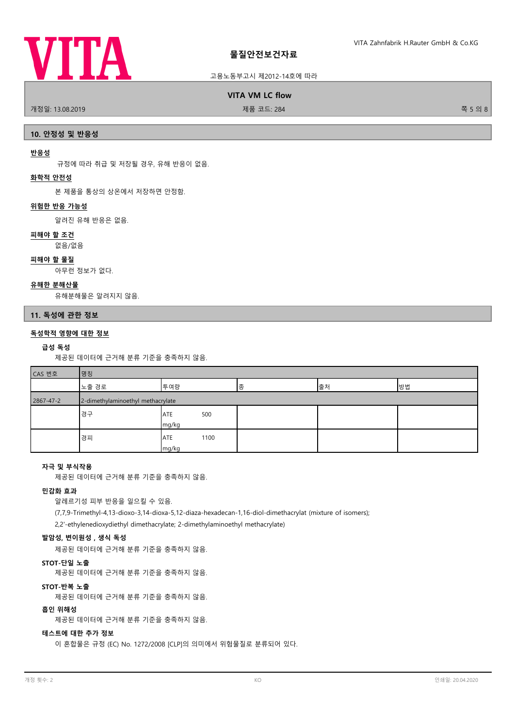## 10. 안정성 및 반응성

**반응성**

규정에 따라 취급 및 저장될 경우, 유해 반응이 없음.

**화학적 안전성**

본 제품을 통상의 상온에서 저장하면 안정함.

**위험한 반응 가능성**

알려진 유해 반응은 없음.

**피해야 할 조건**

없음/없음

**피해야 할 물질**

아무런 정보가 없다.

**유해한 분해산물**

유해분해물은 알려지지 않음.

## 11. 독성에 관한 정보

**독성학적 영향에 대한 정보**

### 급성 독성

제공된 데이터에 근거해 분류 기준을 충족하지 않음.

| CAS 번호 | 명칭 | | | | |
|---|---|---|---|---|---|
| | 노출 경로 | 투여량 | 종 | 출처 | 방법 |
| 2867-47-2 | 2-dimethylaminoethyl methacrylate | | | | |
| | 경구 | ATE 500 mg/kg | | | |
| | 경피 | ATE 1100 mg/kg | | | |

### 자극 및 부식작용

제공된 데이터에 근거해 분류 기준을 충족하지 않음.

### 민감화 효과

알레르기성 피부 반응을 일으킬 수 있음.

(7,7,9-Trimethyl-4,13-dioxo-3,14-dioxa-5,12-diaza-hexadecan-1,16-diol-dimethacrylat (mixture of isomers);

2,2'-ethylenedioxydiethyl dimethacrylate; 2-dimethylaminoethyl methacrylate)

### 발암성, 변이원성 , 생식 독성

제공된 데이터에 근거해 분류 기준을 충족하지 않음.

### STOT-단일 노출

제공된 데이터에 근거해 분류 기준을 충족하지 않음.

### STOT-반복 노출

제공된 데이터에 근거해 분류 기준을 충족하지 않음.

### 흡인 위해성

제공된 데이터에 근거해 분류 기준을 충족하지 않음.

### 테스트에 대한 추가 정보

이 혼합물은 규정 (EC) No. 1272/2008 [CLP]의 의미에서 위험물질로 분류되어 있다.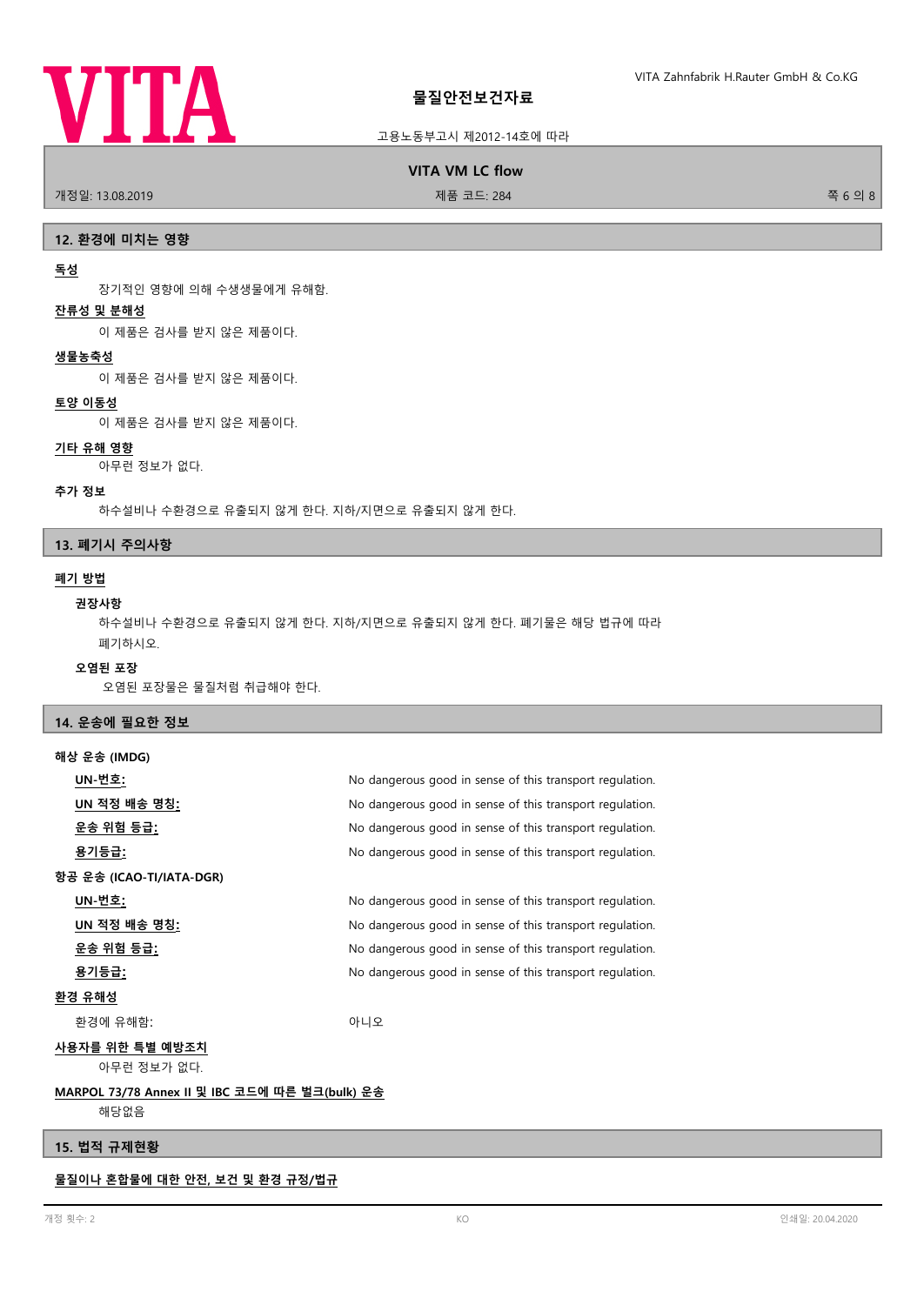## 12. 환경에 미치는 영향

**독성**

장기적인 영향에 의해 수생생물에게 유해함.

**잔류성 및 분해성**

이 제품은 검사를 받지 않은 제품이다.

**생물농축성**

이 제품은 검사를 받지 않은 제품이다.

**토양 이동성**

이 제품은 검사를 받지 않은 제품이다.

**기타 유해 영향**

아무런 정보가 없다.

**추가 정보**

하수설비나 수환경으로 유출되지 않게 한다. 지하/지면으로 유출되지 않게 한다.

## 13. 폐기시 주의사항

**폐기 방법**

**권장사항**

하수설비나 수환경으로 유출되지 않게 한다. 지하/지면으로 유출되지 않게 한다. 폐기물은 해당 법규에 따라 폐기하시오.

**오염된 포장**

오염된 포장물은 물질처럼 취급해야 한다.

## 14. 운송에 필요한 정보

**해상 운송 (IMDG)**

| | |
|---|---|
| **UN-번호:** | No dangerous good in sense of this transport regulation. |
| **UN 적정 배송 명칭:** | No dangerous good in sense of this transport regulation. |
| **운송 위험 등급:** | No dangerous good in sense of this transport regulation. |
| **용기등급:** | No dangerous good in sense of this transport regulation. |

**항공 운송 (ICAO-TI/IATA-DGR)**

| | |
|---|---|
| **UN-번호:** | No dangerous good in sense of this transport regulation. |
| **UN 적정 배송 명칭:** | No dangerous good in sense of this transport regulation. |
| **운송 위험 등급:** | No dangerous good in sense of this transport regulation. |
| **용기등급:** | No dangerous good in sense of this transport regulation. |

**환경 유해성**

| | |
|---|---|
| 환경에 유해함: | 아니오 |

**사용자를 위한 특별 예방조치**

아무런 정보가 없다.

**MARPOL 73/78 Annex II 및 IBC 코드에 따른 벌크(bulk) 운송**

해당없음

## 15. 법적 규제현황

**물질이나 혼합물에 대한 안전, 보건 및 환경 규정/법규**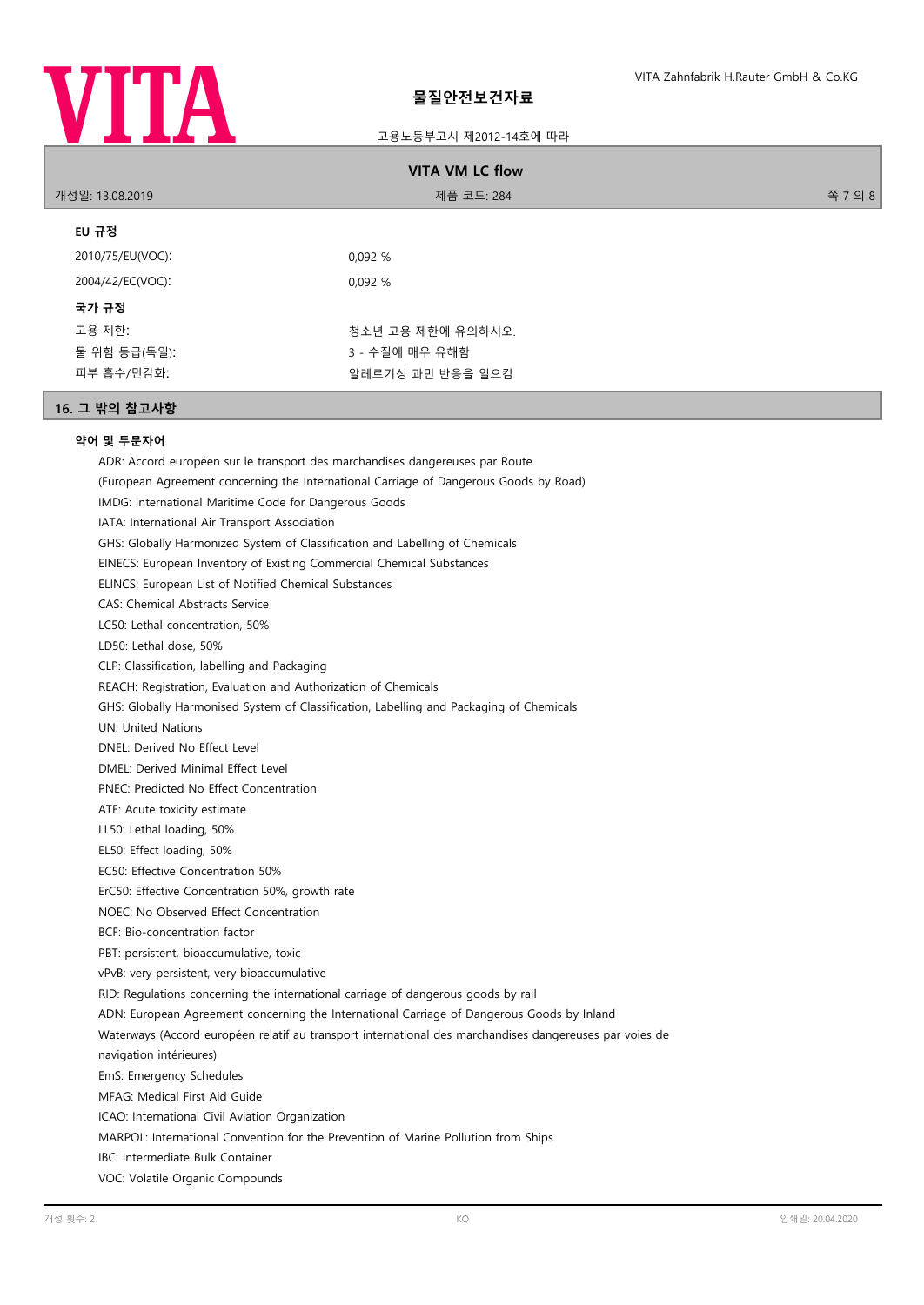**EU 규정**

| | |
|---|---|
| 2010/75/EU(VOC): | 0,092 % |
| 2004/42/EC(VOC): | 0,092 % |

**국가 규정**

| | |
|---|---|
| 고용 제한: | 청소년 고용 제한에 유의하시오. |
| 물 위험 등급(독일): | 3 - 수질에 매우 유해함 |
| 피부 흡수/민감화: | 알레르기성 과민 반응을 일으킴. |

## 16. 그 밖의 참고사항

**약어 및 두문자어**

ADR: Accord européen sur le transport des marchandises dangereuses par Route
(European Agreement concerning the International Carriage of Dangerous Goods by Road)
IMDG: International Maritime Code for Dangerous Goods
IATA: International Air Transport Association
GHS: Globally Harmonized System of Classification and Labelling of Chemicals
EINECS: European Inventory of Existing Commercial Chemical Substances
ELINCS: European List of Notified Chemical Substances
CAS: Chemical Abstracts Service
LC50: Lethal concentration, 50%
LD50: Lethal dose, 50%
CLP: Classification, labelling and Packaging
REACH: Registration, Evaluation and Authorization of Chemicals
GHS: Globally Harmonised System of Classification, Labelling and Packaging of Chemicals
UN: United Nations
DNEL: Derived No Effect Level
DMEL: Derived Minimal Effect Level
PNEC: Predicted No Effect Concentration
ATE: Acute toxicity estimate
LL50: Lethal loading, 50%
EL50: Effect loading, 50%
EC50: Effective Concentration 50%
ErC50: Effective Concentration 50%, growth rate
NOEC: No Observed Effect Concentration
BCF: Bio-concentration factor
PBT: persistent, bioaccumulative, toxic
vPvB: very persistent, very bioaccumulative
RID: Regulations concerning the international carriage of dangerous goods by rail
ADN: European Agreement concerning the International Carriage of Dangerous Goods by Inland Waterways (Accord européen relatif au transport international des marchandises dangereuses par voies de navigation intérieures)
EmS: Emergency Schedules
MFAG: Medical First Aid Guide
ICAO: International Civil Aviation Organization
MARPOL: International Convention for the Prevention of Marine Pollution from Ships
IBC: Intermediate Bulk Container
VOC: Volatile Organic Compounds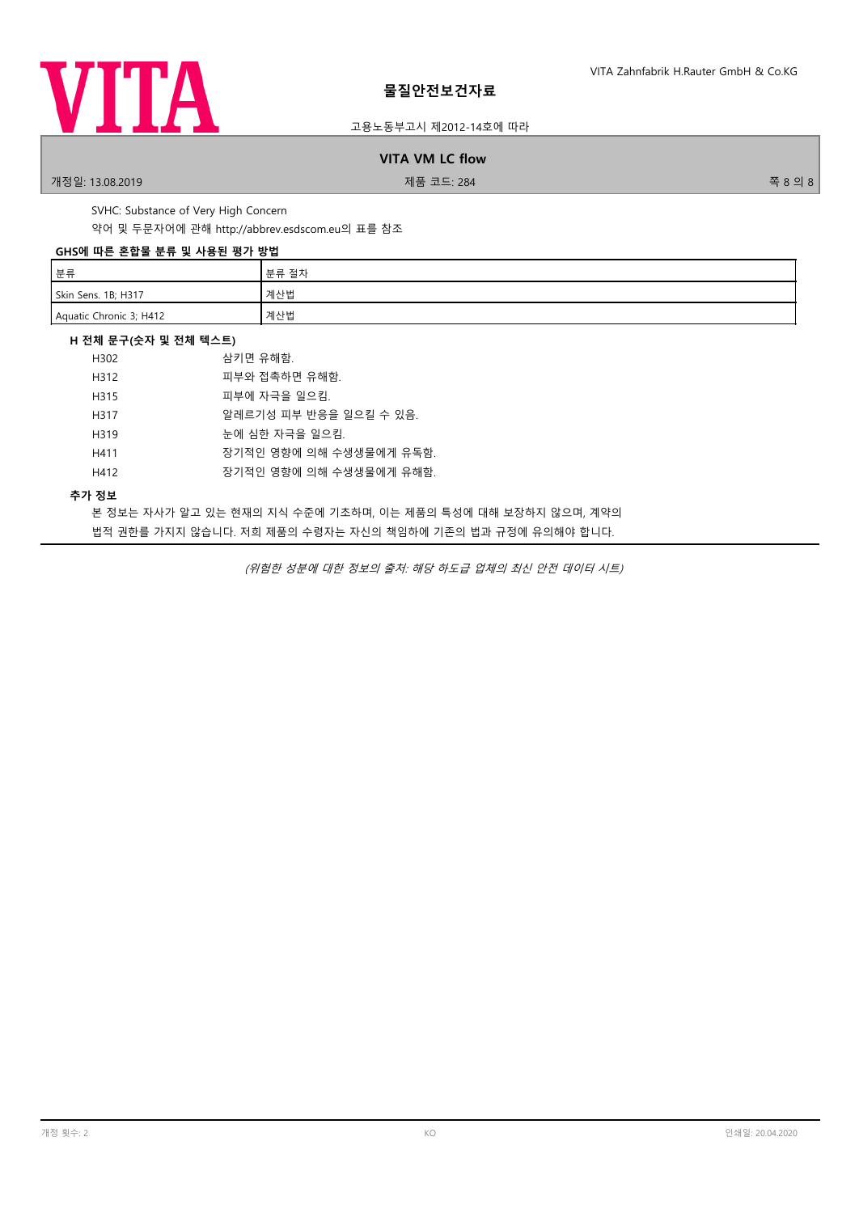SVHC: Substance of Very High Concern

약어 및 두문자어에 관해 http://abbrev.esdscom.eu의 표를 참조

**GHS에 따른 혼합물 분류 및 사용된 평가 방법**

| 분류 | 분류 절차 |
| --- | --- |
| Skin Sens. 1B; H317 | 계산법 |
| Aquatic Chronic 3; H412 | 계산법 |

**H 전체 문구(숫자 및 전체 텍스트)**

| | |
| --- | --- |
| H302 | 삼키면 유해함. |
| H312 | 피부와 접촉하면 유해함. |
| H315 | 피부에 자극을 일으킴. |
| H317 | 알레르기성 피부 반응을 일으킬 수 있음. |
| H319 | 눈에 심한 자극을 일으킴. |
| H411 | 장기적인 영향에 의해 수생생물에게 유독함. |
| H412 | 장기적인 영향에 의해 수생생물에게 유해함. |

**추가 정보**

본 정보는 자사가 알고 있는 현재의 지식 수준에 기초하며, 이는 제품의 특성에 대해 보장하지 않으며, 계약의 법적 권한를 가지지 않습니다. 저희 제품의 수령자는 자신의 책임하에 기존의 법과 규정에 유의해야 합니다.

*(위험한 성분에 대한 정보의 출처: 해당 하도급 업체의 최신 안전 데이터 시트)*